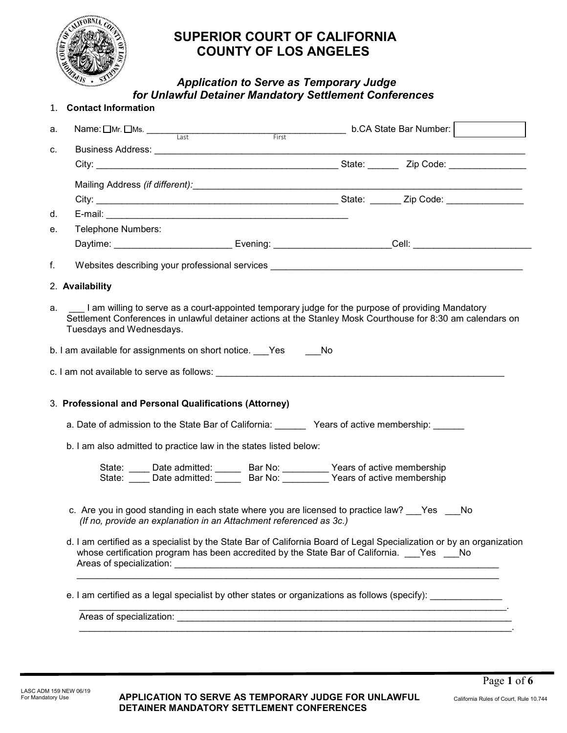# SUPERIOR COURT OF CALIFORNIA
# COUNTY OF LOS ANGELES

### *Application to Serve as Temporary Judge for Unlawful Detainer Mandatory Settlement Conferences*

1. **Contact Information**

a. Name: ☐Mr. ☐Ms. ________________________________________ b.CA State Bar Number: ☐
  Last                    First

c. Business Address: ______________________________________________________________________

City: ______________________________________________ State: ______ Zip Code: _______________

Mailing Address *(if different)*:______________________________________________________________

City: ______________________________________________ State: ______ Zip Code: _______________

d. E-mail: ______________________________________________

e. Telephone Numbers:

Daytime: ______________________ Evening: ______________________Cell: ______________________

f. Websites describing your professional services _______________________________________________

2. **Availability**

a. ___ I am willing to serve as a court-appointed temporary judge for the purpose of providing Mandatory Settlement Conferences in unlawful detainer actions at the Stanley Mosk Courthouse for 8:30 am calendars on Tuesdays and Wednesdays.

b. I am available for assignments on short notice. ___Yes ___No

c. I am not available to serve as follows: ______________________________________________________

3. **Professional and Personal Qualifications (Attorney)**

a. Date of admission to the State Bar of California: ______ Years of active membership: ______

b. I am also admitted to practice law in the states listed below:

State: ____ Date admitted: _____ Bar No: _________ Years of active membership
State: ____ Date admitted: _____ Bar No: _________ Years of active membership

c. Are you in good standing in each state where you are licensed to practice law? ___Yes ___No
*(If no, provide an explanation in an Attachment referenced as 3c.)*

d. I am certified as a specialist by the State Bar of California Board of Legal Specialization or by an organization whose certification program has been accredited by the State Bar of California. ___Yes ___No
Areas of specialization: _____________________________________________________________________
_____________________________________________________________________________________

e. I am certified as a legal specialist by other states or organizations as follows (specify): ______________
_____________________________________________________________________________________.
Areas of specialization: _____________________________________________________________________
_____________________________________________________________________________________.

LASC ADM 159 NEW 06/19
For Mandatory Use

**APPLICATION TO SERVE AS TEMPORARY JUDGE FOR UNLAWFUL DETAINER MANDATORY SETTLEMENT CONFERENCES**

California Rules of Court, Rule 10.744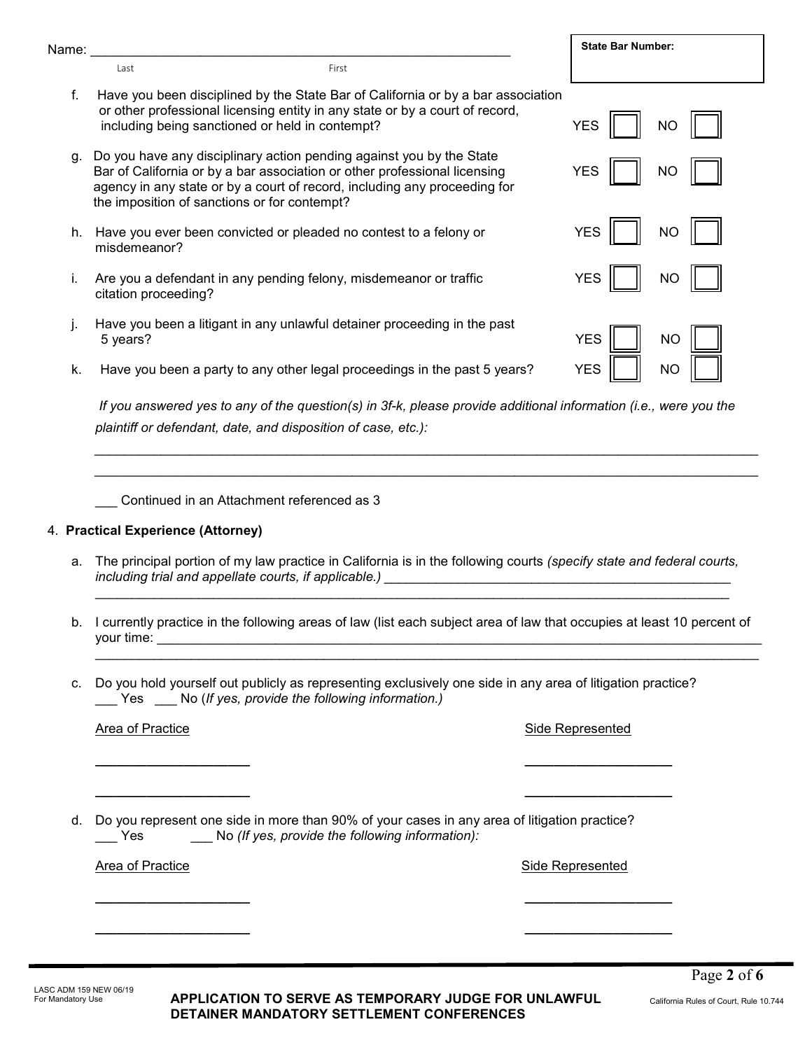Name: ____________________________________________________________
Last First

**State Bar Number:**

f. Have you been disciplined by the State Bar of California or by a bar association or other professional licensing entity in any state or by a court of record, including being sanctioned or held in contempt? YES ☐ NO ☐

g. Do you have any disciplinary action pending against you by the State Bar of California or by a bar association or other professional licensing agency in any state or by a court of record, including any proceeding for the imposition of sanctions or for contempt? YES ☐ NO ☐

h. Have you ever been convicted or pleaded no contest to a felony or misdemeanor? YES ☐ NO ☐

i. Are you a defendant in any pending felony, misdemeanor or traffic citation proceeding? YES ☐ NO ☐

j. Have you been a litigant in any unlawful detainer proceeding in the past 5 years? YES ☐ NO ☐

k. Have you been a party to any other legal proceedings in the past 5 years? YES ☐ NO ☐

*If you answered yes to any of the question(s) in 3f-k, please provide additional information (i.e., were you the plaintiff or defendant, date, and disposition of case, etc.):*

______________________________________________________________________________________________

______________________________________________________________________________________________

___ Continued in an Attachment referenced as 3

4. **Practical Experience (Attorney)**

a. The principal portion of my law practice in California is in the following courts *(specify state and federal courts, including trial and appellate courts, if applicable.)* ______________________________________________
______________________________________________________________________________________________

b. I currently practice in the following areas of law (list each subject area of law that occupies at least 10 percent of your time: ______________________________________________________________________________
______________________________________________________________________________________________

c. Do you hold yourself out publicly as representing exclusively one side in any area of litigation practice?
___ Yes ___ No (*If yes, provide the following information.)*

| Area of Practice | Side Represented |
|---|---|
| ____________________ | ____________________ |
| ____________________ | ____________________ |

d. Do you represent one side in more than 90% of your cases in any area of litigation practice?
___ Yes ___ No *(If yes, provide the following information):*

| Area of Practice | Side Represented |
|---|---|
| ____________________ | ____________________ |
| ____________________ | ____________________ |

LASC ADM 159 NEW 06/19
For Mandatory Use

**APPLICATION TO SERVE AS TEMPORARY JUDGE FOR UNLAWFUL DETAINER MANDATORY SETTLEMENT CONFERENCES**

California Rules of Court, Rule 10.744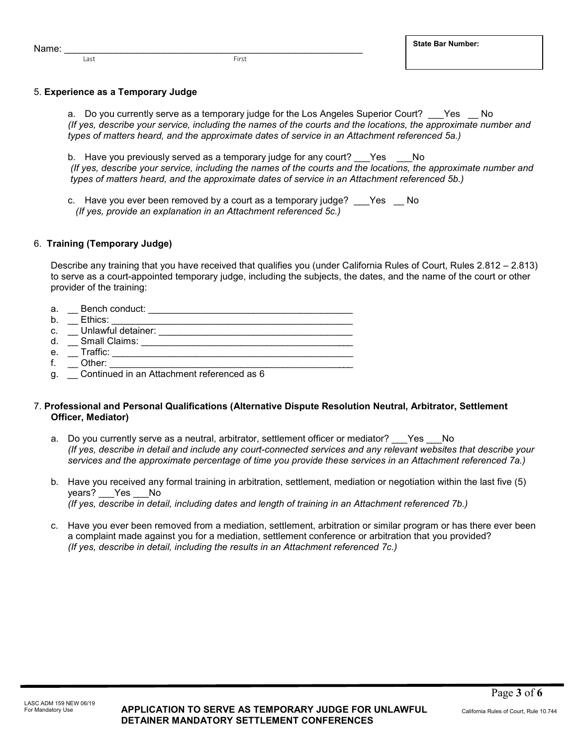Name: ____________________________________________________________
Last First

**State Bar Number:**

5. **Experience as a Temporary Judge**

   a. Do you currently serve as a temporary judge for the Los Angeles Superior Court? ___Yes __ No
   *(If yes, describe your service, including the names of the courts and the locations, the approximate number and types of matters heard, and the approximate dates of service in an Attachment referenced 5a.)*

   b. Have you previously served as a temporary judge for any court? ___Yes ___No
   *(If yes, describe your service, including the names of the courts and the locations, the approximate number and types of matters heard, and the approximate dates of service in an Attachment referenced 5b.)*

   c. Have you ever been removed by a court as a temporary judge? ___Yes __ No
   *(If yes, provide an explanation in an Attachment referenced 5c.)*

6. **Training (Temporary Judge)**

   Describe any training that you have received that qualifies you (under California Rules of Court, Rules 2.812 – 2.813) to serve as a court-appointed temporary judge, including the subjects, the dates, and the name of the court or other provider of the training:

   a. __ Bench conduct: ________________________________________
   b. __ Ethics: ________________________________________
   c. __ Unlawful detainer: ________________________________________
   d. __ Small Claims: ________________________________________
   e. __ Traffic: ________________________________________
   f. __ Other: ________________________________________
   g. __ Continued in an Attachment referenced as 6

7. **Professional and Personal Qualifications (Alternative Dispute Resolution Neutral, Arbitrator, Settlement Officer, Mediator)**

   a. Do you currently serve as a neutral, arbitrator, settlement officer or mediator? ___Yes ___No
   *(If yes, describe in detail and include any court-connected services and any relevant websites that describe your services and the approximate percentage of time you provide these services in an Attachment referenced 7a.)*

   b. Have you received any formal training in arbitration, settlement, mediation or negotiation within the last five (5) years? ___Yes ___No
   *(If yes, describe in detail, including dates and length of training in an Attachment referenced 7b.)*

   c. Have you ever been removed from a mediation, settlement, arbitration or similar program or has there ever been a complaint made against you for a mediation, settlement conference or arbitration that you provided?
   *(If yes, describe in detail, including the results in an Attachment referenced 7c.)*

LASC ADM 159 NEW 06/19
For Mandatory Use

**APPLICATION TO SERVE AS TEMPORARY JUDGE FOR UNLAWFUL DETAINER MANDATORY SETTLEMENT CONFERENCES**

California Rules of Court, Rule 10.744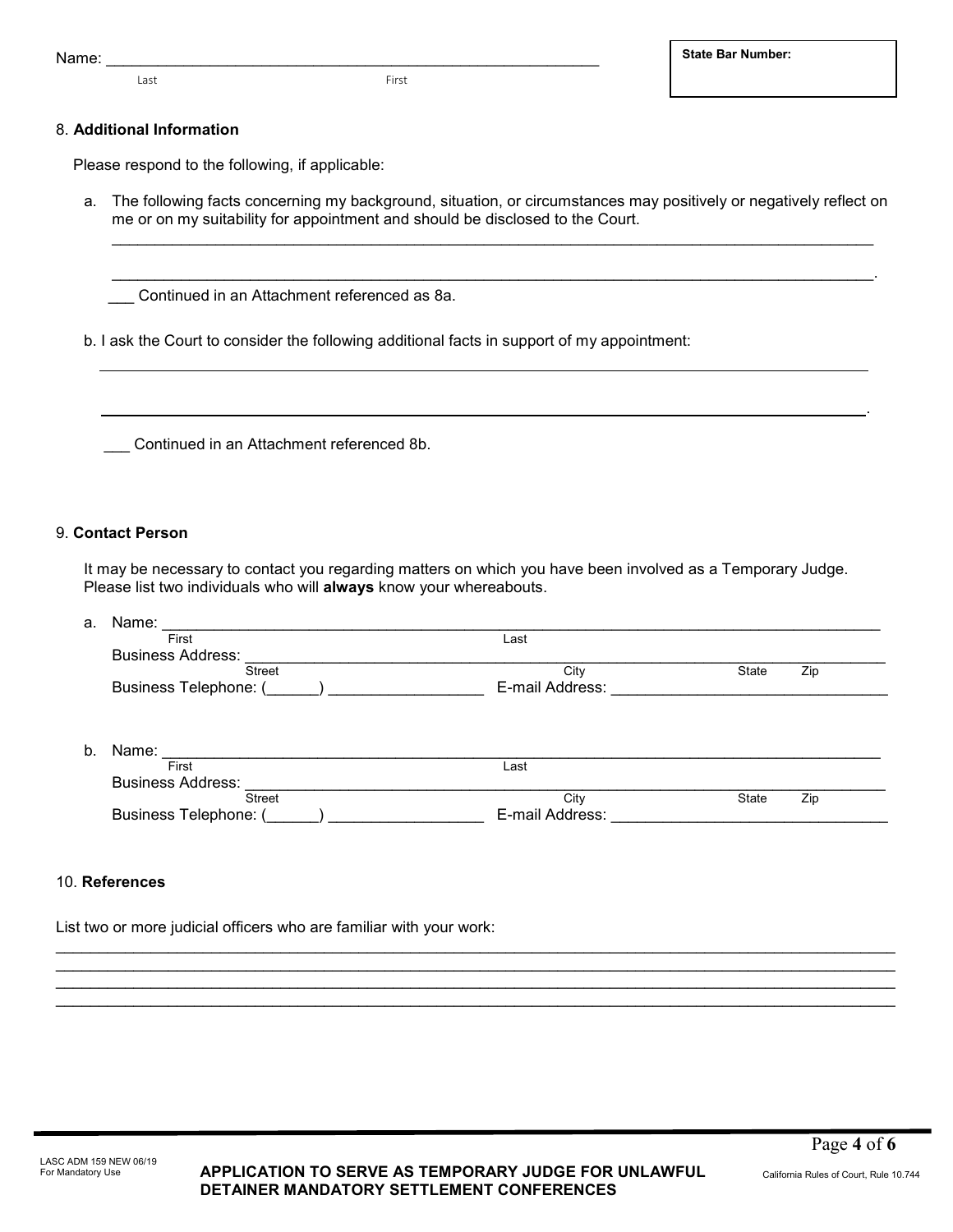Name: ______________________________________________________ 
Last First

| State Bar Number: |
|---|
| |

8. **Additional Information**

Please respond to the following, if applicable:

a. The following facts concerning my background, situation, or circumstances may positively or negatively reflect on me or on my suitability for appointment and should be disclosed to the Court.

_____________________________________________________________________________________

_____________________________________________________________________________________.

___ Continued in an Attachment referenced as 8a.

b. I ask the Court to consider the following additional facts in support of my appointment:

_____________________________________________________________________________________

_____________________________________________________________________________________.

___ Continued in an Attachment referenced 8b.

9. **Contact Person**

It may be necessary to contact you regarding matters on which you have been involved as a Temporary Judge. Please list two individuals who will **always** know your whereabouts.

a. Name: _____________________________________________________________________________
First Last
Business Address: ____________________________________________________________________
Street City State Zip
Business Telephone: (______) _________________ E-mail Address: ______________________________

b. Name: _____________________________________________________________________________
First Last
Business Address: ____________________________________________________________________
Street City State Zip
Business Telephone: (______) _________________ E-mail Address: ______________________________

10. **References**

List two or more judicial officers who are familiar with your work:

_____________________________________________________________________________________
_____________________________________________________________________________________
_____________________________________________________________________________________
_____________________________________________________________________________________

LASC ADM 159 NEW 06/19
For Mandatory Use

**APPLICATION TO SERVE AS TEMPORARY JUDGE FOR UNLAWFUL DETAINER MANDATORY SETTLEMENT CONFERENCES**

California Rules of Court, Rule 10.744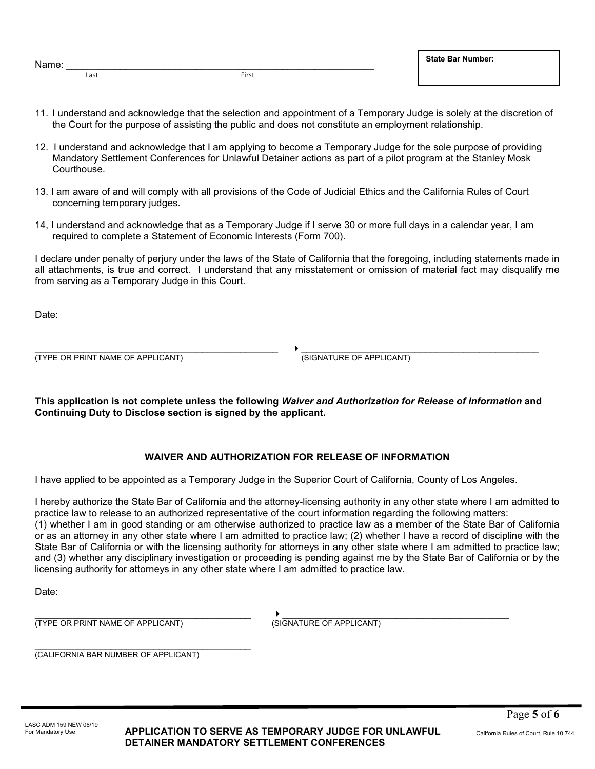Name: ____________________________________________________________
Last First

**State Bar Number:**

11. I understand and acknowledge that the selection and appointment of a Temporary Judge is solely at the discretion of the Court for the purpose of assisting the public and does not constitute an employment relationship.

12. I understand and acknowledge that I am applying to become a Temporary Judge for the sole purpose of providing Mandatory Settlement Conferences for Unlawful Detainer actions as part of a pilot program at the Stanley Mosk Courthouse.

13. I am aware of and will comply with all provisions of the Code of Judicial Ethics and the California Rules of Court concerning temporary judges.

14, I understand and acknowledge that as a Temporary Judge if I serve 30 or more full days in a calendar year, I am required to complete a Statement of Economic Interests (Form 700).

I declare under penalty of perjury under the laws of the State of California that the foregoing, including statements made in all attachments, is true and correct. I understand that any misstatement or omission of material fact may disqualify me from serving as a Temporary Judge in this Court.

Date:

________________________________________________ ▸ ________________________________________________
(TYPE OR PRINT NAME OF APPLICANT) (SIGNATURE OF APPLICANT)

**This application is not complete unless the following *Waiver and Authorization for Release of Information* and Continuing Duty to Disclose section is signed by the applicant.**

**WAIVER AND AUTHORIZATION FOR RELEASE OF INFORMATION**

I have applied to be appointed as a Temporary Judge in the Superior Court of California, County of Los Angeles.

I hereby authorize the State Bar of California and the attorney-licensing authority in any other state where I am admitted to practice law to release to an authorized representative of the court information regarding the following matters: (1) whether I am in good standing or am otherwise authorized to practice law as a member of the State Bar of California or as an attorney in any other state where I am admitted to practice law; (2) whether I have a record of discipline with the State Bar of California or with the licensing authority for attorneys in any other state where I am admitted to practice law; and (3) whether any disciplinary investigation or proceeding is pending against me by the State Bar of California or by the licensing authority for attorneys in any other state where I am admitted to practice law.

Date:

________________________________________________ ▸ ________________________________________________
(TYPE OR PRINT NAME OF APPLICANT) (SIGNATURE OF APPLICANT)

________________________________________________
(CALIFORNIA BAR NUMBER OF APPLICANT)

LASC ADM 159 NEW 06/19
For Mandatory Use

**APPLICATION TO SERVE AS TEMPORARY JUDGE FOR UNLAWFUL DETAINER MANDATORY SETTLEMENT CONFERENCES**

California Rules of Court, Rule 10.744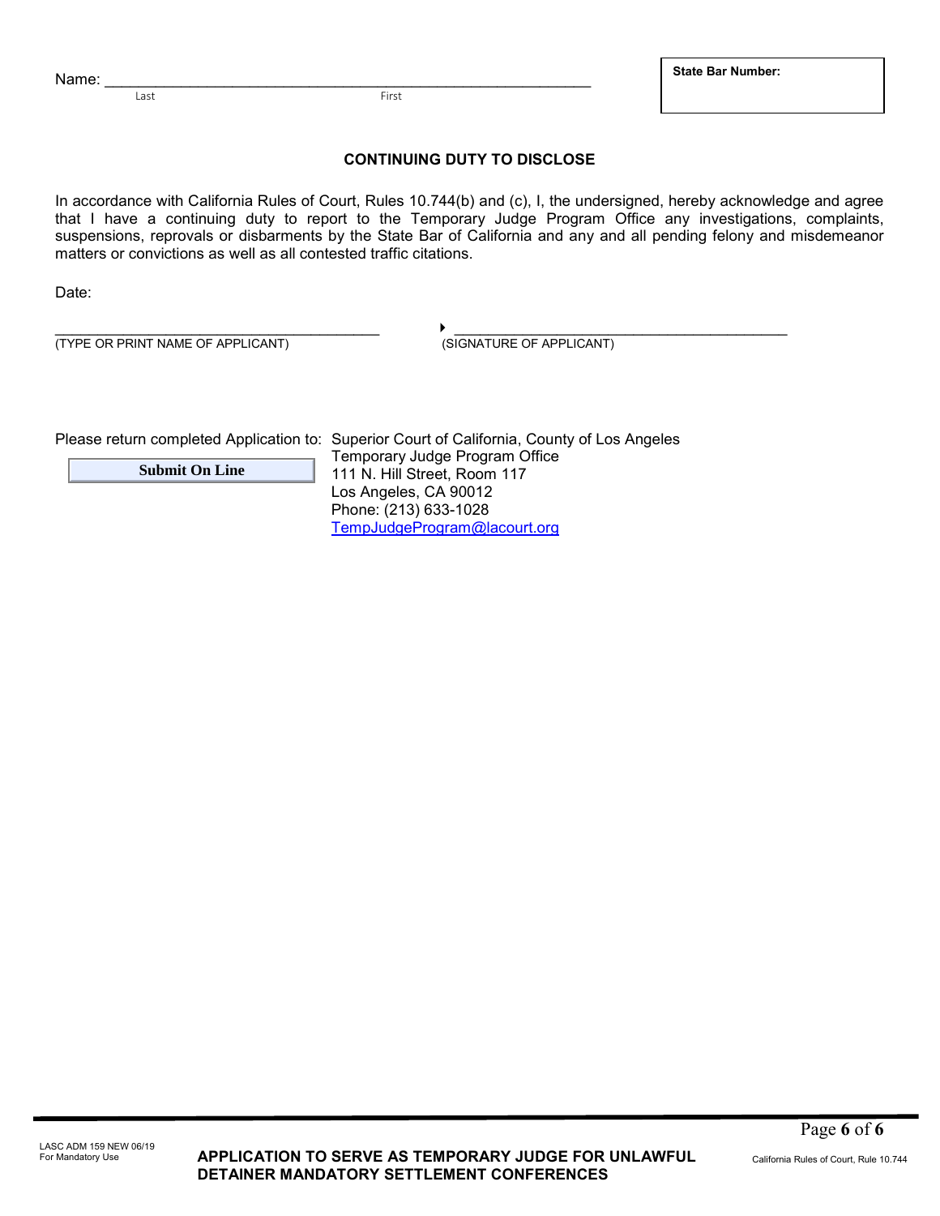Name: ____________________________________________
Last First

**State Bar Number:**

## CONTINUING DUTY TO DISCLOSE

In accordance with California Rules of Court, Rules 10.744(b) and (c), I, the undersigned, hereby acknowledge and agree that I have a continuing duty to report to the Temporary Judge Program Office any investigations, complaints, suspensions, reprovals or disbarments by the State Bar of California and any and all pending felony and misdemeanor matters or convictions as well as all contested traffic citations.

Date:

______________________________________ ▶ ______________________________________
(TYPE OR PRINT NAME OF APPLICANT) (SIGNATURE OF APPLICANT)

Please return completed Application to: Superior Court of California, County of Los Angeles
Temporary Judge Program Office
111 N. Hill Street, Room 117
Los Angeles, CA 90012
Phone: (213) 633-1028
TempJudgeProgram@lacourt.org

**Submit On Line**

LASC ADM 159 NEW 06/19
For Mandatory Use

**APPLICATION TO SERVE AS TEMPORARY JUDGE FOR UNLAWFUL DETAINER MANDATORY SETTLEMENT CONFERENCES**

California Rules of Court, Rule 10.744